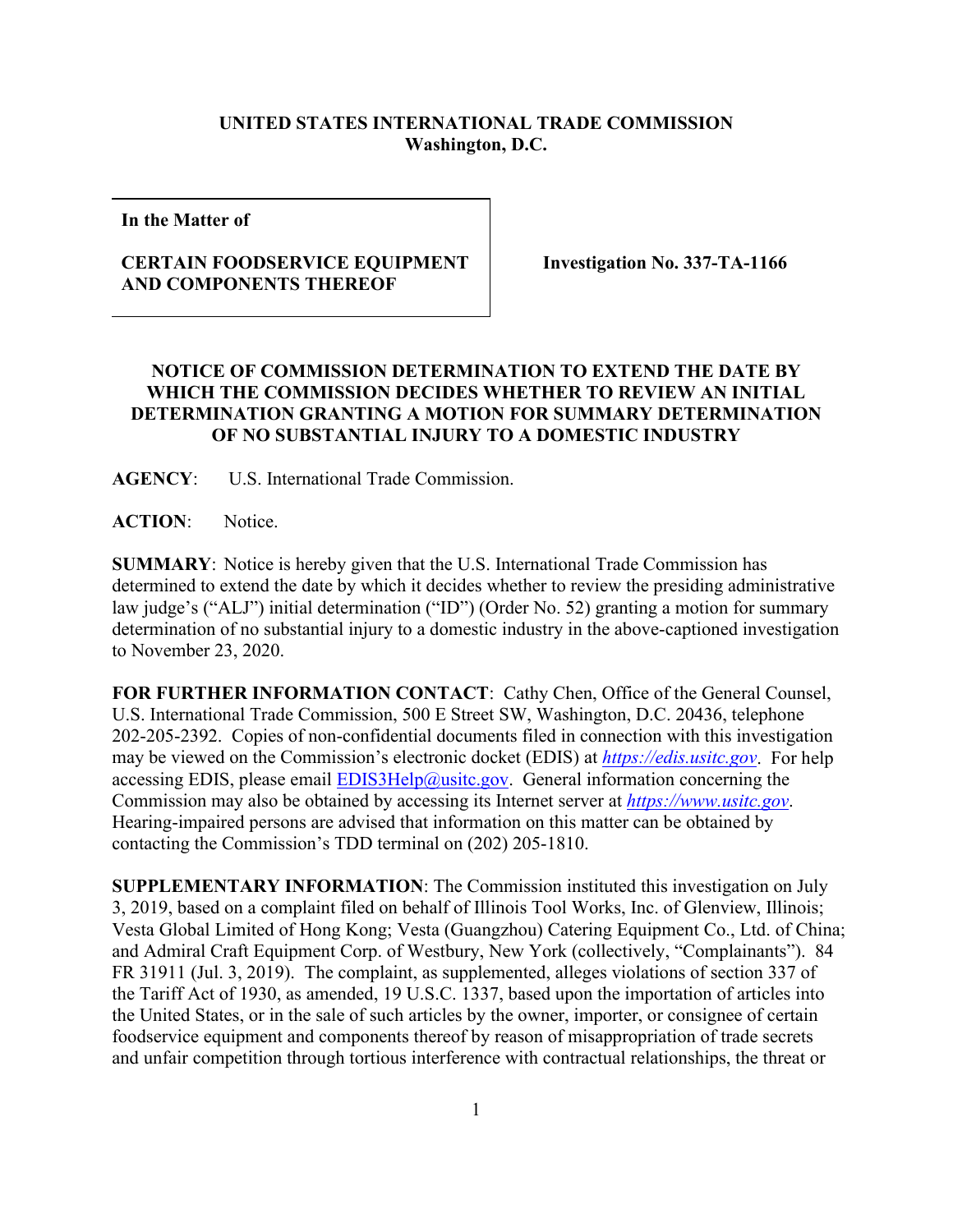**UNITED STATES INTERNATIONAL TRADE COMMISSION**
**Washington, D.C.**

**In the Matter of**

**CERTAIN FOODSERVICE EQUIPMENT AND COMPONENTS THEREOF**

**Investigation No. 337-TA-1166**

## NOTICE OF COMMISSION DETERMINATION TO EXTEND THE DATE BY WHICH THE COMMISSION DECIDES WHETHER TO REVIEW AN INITIAL DETERMINATION GRANTING A MOTION FOR SUMMARY DETERMINATION OF NO SUBSTANTIAL INJURY TO A DOMESTIC INDUSTRY

**AGENCY**: U.S. International Trade Commission.

**ACTION**: Notice.

**SUMMARY**: Notice is hereby given that the U.S. International Trade Commission has determined to extend the date by which it decides whether to review the presiding administrative law judge's ("ALJ") initial determination ("ID") (Order No. 52) granting a motion for summary determination of no substantial injury to a domestic industry in the above-captioned investigation to November 23, 2020.

**FOR FURTHER INFORMATION CONTACT**: Cathy Chen, Office of the General Counsel, U.S. International Trade Commission, 500 E Street SW, Washington, D.C. 20436, telephone 202-205-2392. Copies of non-confidential documents filed in connection with this investigation may be viewed on the Commission's electronic docket (EDIS) at *https://edis.usitc.gov*. For help accessing EDIS, please email EDIS3Help@usitc.gov. General information concerning the Commission may also be obtained by accessing its Internet server at *https://www.usitc.gov*. Hearing-impaired persons are advised that information on this matter can be obtained by contacting the Commission's TDD terminal on (202) 205-1810.

**SUPPLEMENTARY INFORMATION**: The Commission instituted this investigation on July 3, 2019, based on a complaint filed on behalf of Illinois Tool Works, Inc. of Glenview, Illinois; Vesta Global Limited of Hong Kong; Vesta (Guangzhou) Catering Equipment Co., Ltd. of China; and Admiral Craft Equipment Corp. of Westbury, New York (collectively, "Complainants"). 84 FR 31911 (Jul. 3, 2019). The complaint, as supplemented, alleges violations of section 337 of the Tariff Act of 1930, as amended, 19 U.S.C. 1337, based upon the importation of articles into the United States, or in the sale of such articles by the owner, importer, or consignee of certain foodservice equipment and components thereof by reason of misappropriation of trade secrets and unfair competition through tortious interference with contractual relationships, the threat or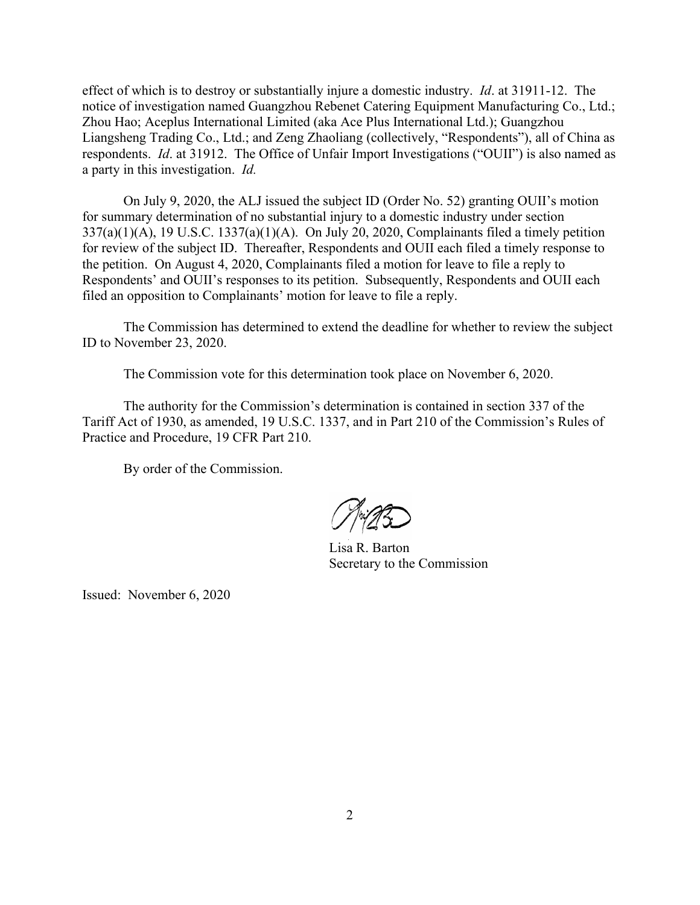effect of which is to destroy or substantially injure a domestic industry. *Id*. at 31911-12. The notice of investigation named Guangzhou Rebenet Catering Equipment Manufacturing Co., Ltd.; Zhou Hao; Aceplus International Limited (aka Ace Plus International Ltd.); Guangzhou Liangsheng Trading Co., Ltd.; and Zeng Zhaoliang (collectively, "Respondents"), all of China as respondents. *Id*. at 31912. The Office of Unfair Import Investigations ("OUII") is also named as a party in this investigation. *Id.*

On July 9, 2020, the ALJ issued the subject ID (Order No. 52) granting OUII's motion for summary determination of no substantial injury to a domestic industry under section 337(a)(1)(A), 19 U.S.C. 1337(a)(1)(A). On July 20, 2020, Complainants filed a timely petition for review of the subject ID. Thereafter, Respondents and OUII each filed a timely response to the petition. On August 4, 2020, Complainants filed a motion for leave to file a reply to Respondents' and OUII's responses to its petition. Subsequently, Respondents and OUII each filed an opposition to Complainants' motion for leave to file a reply.

The Commission has determined to extend the deadline for whether to review the subject ID to November 23, 2020.

The Commission vote for this determination took place on November 6, 2020.

The authority for the Commission's determination is contained in section 337 of the Tariff Act of 1930, as amended, 19 U.S.C. 1337, and in Part 210 of the Commission's Rules of Practice and Procedure, 19 CFR Part 210.

By order of the Commission.

Lisa R. Barton
Secretary to the Commission

Issued: November 6, 2020